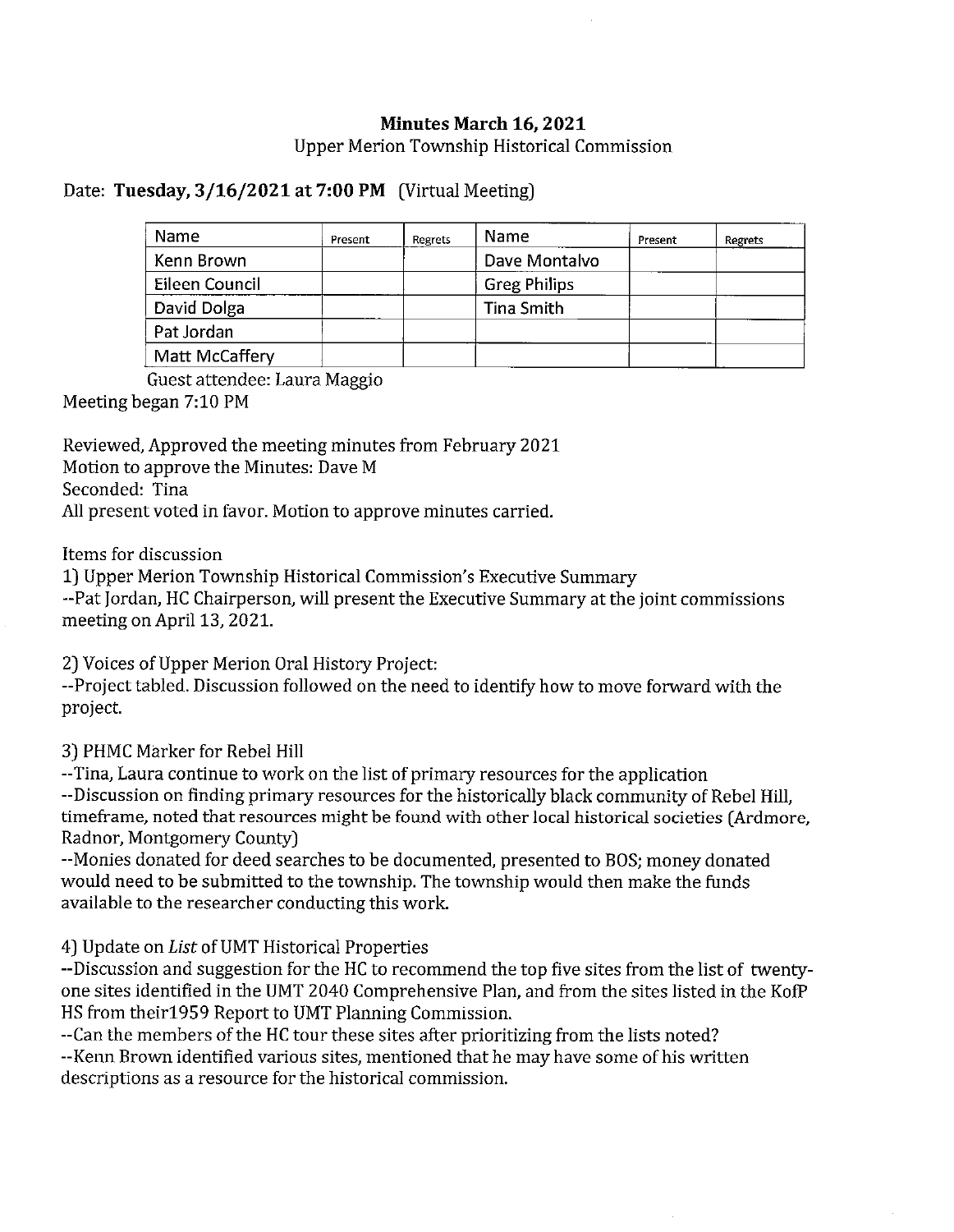# Minutes March 16, 2021

Upper Merion Township Historical Commission

Date: **Tuesday, 3/16/2021 at 7:00 PM** (Virtual Meeting)

| Name | Present | Regrets | Name | Present | Regrets |
|---|---|---|---|---|---|
| Kenn Brown | | | Dave Montalvo | | |
| Eileen Council | | | Greg Philips | | |
| David Dolga | | | Tina Smith | | |
| Pat Jordan | | | | | |
| Matt McCaffery | | | | | |

Guest attendee: Laura Maggio

Meeting began 7:10 PM

Reviewed, Approved the meeting minutes from February 2021
Motion to approve the Minutes: Dave M
Seconded: Tina
All present voted in favor. Motion to approve minutes carried.

Items for discussion

1) Upper Merion Township Historical Commission's Executive Summary
--Pat Jordan, HC Chairperson, will present the Executive Summary at the joint commissions meeting on April 13, 2021.

2) Voices of Upper Merion Oral History Project:
--Project tabled. Discussion followed on the need to identify how to move forward with the project.

3) PHMC Marker for Rebel Hill
--Tina, Laura continue to work on the list of primary resources for the application
--Discussion on finding primary resources for the historically black community of Rebel Hill, timeframe, noted that resources might be found with other local historical societies (Ardmore, Radnor, Montgomery County)
--Monies donated for deed searches to be documented, presented to BOS; money donated would need to be submitted to the township. The township would then make the funds available to the researcher conducting this work.

4) Update on *List* of UMT Historical Properties
--Discussion and suggestion for the HC to recommend the top five sites from the list of twenty-one sites identified in the UMT 2040 Comprehensive Plan, and from the sites listed in the KofP HS from their1959 Report to UMT Planning Commission.
--Can the members of the HC tour these sites after prioritizing from the lists noted?
--Kenn Brown identified various sites, mentioned that he may have some of his written descriptions as a resource for the historical commission.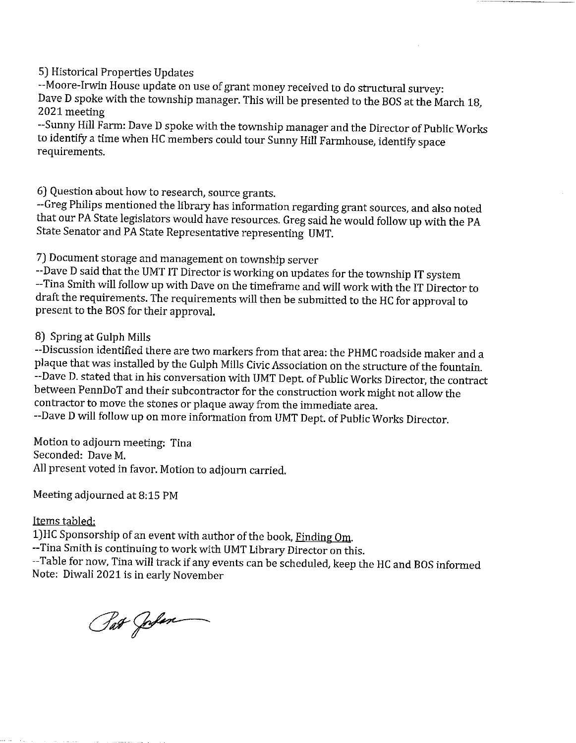5) Historical Properties Updates

--Moore-Irwin House update on use of grant money received to do structural survey:
Dave D spoke with the township manager. This will be presented to the BOS at the March 18, 2021 meeting

--Sunny Hill Farm: Dave D spoke with the township manager and the Director of Public Works to identify a time when HC members could tour Sunny Hill Farmhouse, identify space requirements.

6) Question about how to research, source grants.

--Greg Philips mentioned the library has information regarding grant sources, and also noted that our PA State legislators would have resources. Greg said he would follow up with the PA State Senator and PA State Representative representing UMT.

7) Document storage and management on township server

--Dave D said that the UMT IT Director is working on updates for the township IT system

--Tina Smith will follow up with Dave on the timeframe and will work with the IT Director to draft the requirements. The requirements will then be submitted to the HC for approval to present to the BOS for their approval.

8) Spring at Gulph Mills

--Discussion identified there are two markers from that area: the PHMC roadside maker and a plaque that was installed by the Gulph Mills Civic Association on the structure of the fountain.

--Dave D. stated that in his conversation with UMT Dept. of Public Works Director, the contract between PennDoT and their subcontractor for the construction work might not allow the contractor to move the stones or plaque away from the immediate area.

--Dave D will follow up on more information from UMT Dept. of Public Works Director.

Motion to adjourn meeting: Tina
Seconded: Dave M.
All present voted in favor. Motion to adjourn carried.

Meeting adjourned at 8:15 PM

<u>Items tabled:</u>

1)HC Sponsorship of an event with author of the book, <u>Finding Om</u>.

--Tina Smith is continuing to work with UMT Library Director on this.

--Table for now, Tina will track if any events can be scheduled, keep the HC and BOS informed
Note: Diwali 2021 is in early November

Pat Jordan